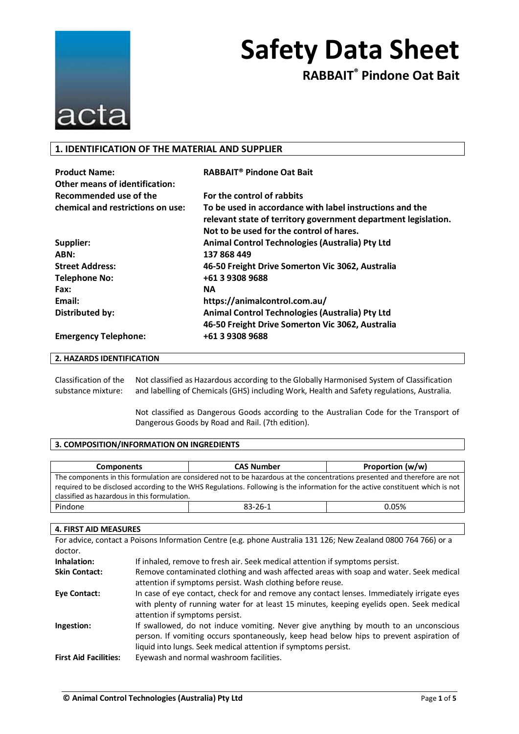# Safety Data Sheet

## RABBAIT® Pindone Oat Bait

## 1. IDENTIFICATION OF THE MATERIAL AND SUPPLIER

| | |
|---|---|
| **Product Name:** | **RABBAIT® Pindone Oat Bait** |
| **Other means of identification:** | |
| **Recommended use of the chemical and restrictions on use:** | **For the control of rabbits** **To be used in accordance with label instructions and the relevant state of territory government department legislation. Not to be used for the control of hares.** |
| **Supplier:** | **Animal Control Technologies (Australia) Pty Ltd** |
| **ABN:** | **137 868 449** |
| **Street Address:** | **46-50 Freight Drive Somerton Vic 3062, Australia** |
| **Telephone No:** | **+61 3 9308 9688** |
| **Fax:** | **NA** |
| **Email:** | **https://animalcontrol.com.au/** |
| **Distributed by:** | **Animal Control Technologies (Australia) Pty Ltd** **46-50 Freight Drive Somerton Vic 3062, Australia** |
| **Emergency Telephone:** | **+61 3 9308 9688** |

## 2. HAZARDS IDENTIFICATION

Classification of the substance mixture: Not classified as Hazardous according to the Globally Harmonised System of Classification and labelling of Chemicals (GHS) including Work, Health and Safety regulations, Australia.

Not classified as Dangerous Goods according to the Australian Code for the Transport of Dangerous Goods by Road and Rail. (7th edition).

## 3. COMPOSITION/INFORMATION ON INGREDIENTS

| Components | CAS Number | Proportion (w/w) |
|---|---|---|
| The components in this formulation are considered not to be hazardous at the concentrations presented and therefore are not required to be disclosed according to the WHS Regulations. Following is the information for the active constituent which is not classified as hazardous in this formulation. | | |
| Pindone | 83-26-1 | 0.05% |

## 4. FIRST AID MEASURES

For advice, contact a Poisons Information Centre (e.g. phone Australia 131 126; New Zealand 0800 764 766) or a doctor.

**Inhalation:** If inhaled, remove to fresh air. Seek medical attention if symptoms persist.

**Skin Contact:** Remove contaminated clothing and wash affected areas with soap and water. Seek medical attention if symptoms persist. Wash clothing before reuse.

**Eye Contact:** In case of eye contact, check for and remove any contact lenses. Immediately irrigate eyes with plenty of running water for at least 15 minutes, keeping eyelids open. Seek medical attention if symptoms persist.

**Ingestion:** If swallowed, do not induce vomiting. Never give anything by mouth to an unconscious person. If vomiting occurs spontaneously, keep head below hips to prevent aspiration of liquid into lungs. Seek medical attention if symptoms persist.

**First Aid Facilities:** Eyewash and normal washroom facilities.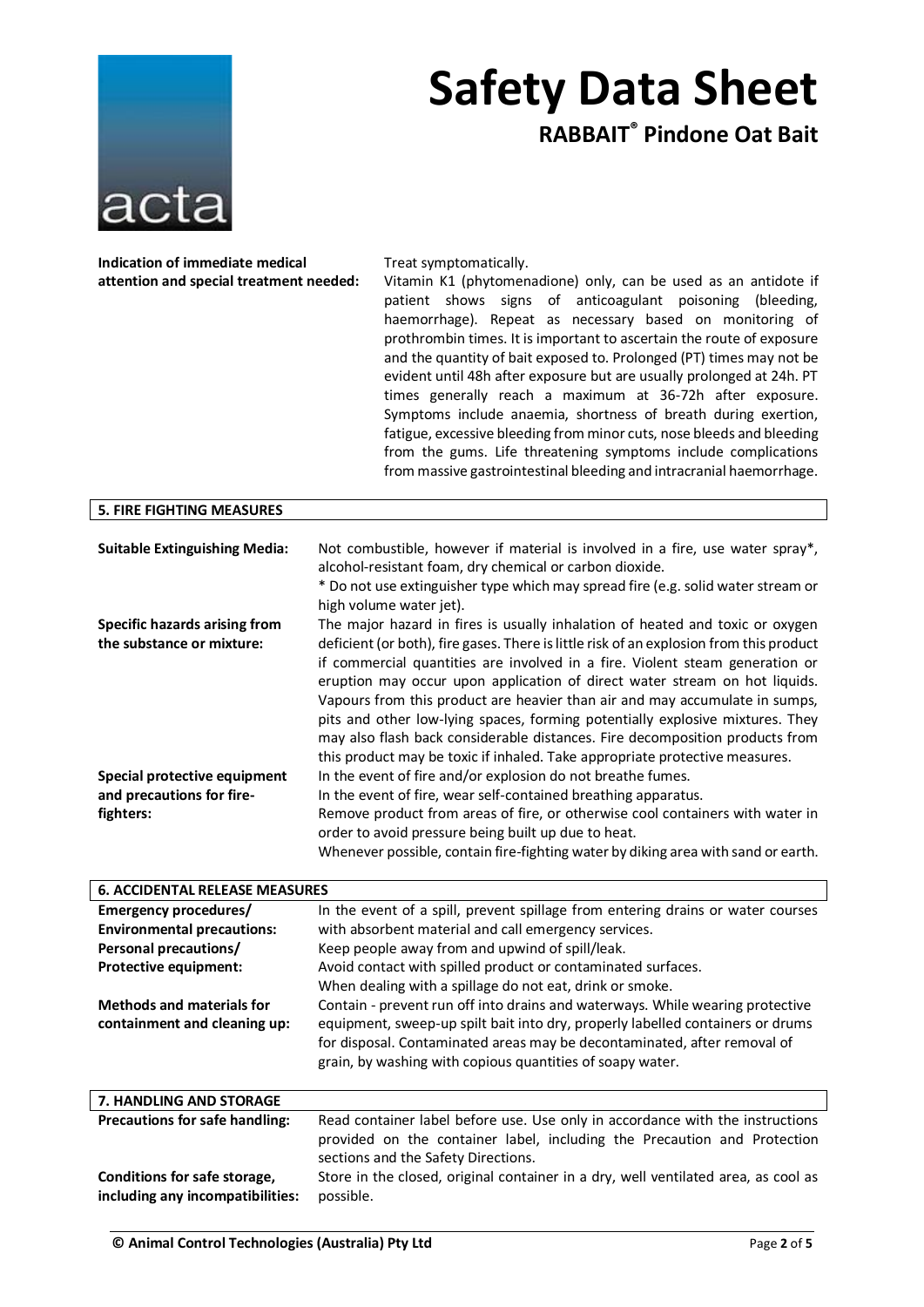| | |
|---|---|
| **Indication of immediate medical attention and special treatment needed:** | Treat symptomatically. Vitamin K1 (phytomenadione) only, can be used as an antidote if patient shows signs of anticoagulant poisoning (bleeding, haemorrhage). Repeat as necessary based on monitoring of prothrombin times. It is important to ascertain the route of exposure and the quantity of bait exposed to. Prolonged (PT) times may not be evident until 48h after exposure but are usually prolonged at 24h. PT times generally reach a maximum at 36-72h after exposure. Symptoms include anaemia, shortness of breath during exertion, fatigue, excessive bleeding from minor cuts, nose bleeds and bleeding from the gums. Life threatening symptoms include complications from massive gastrointestinal bleeding and intracranial haemorrhage. |

## 5. FIRE FIGHTING MEASURES

| | |
|---|---|
| **Suitable Extinguishing Media:** | Not combustible, however if material is involved in a fire, use water spray*, alcohol-resistant foam, dry chemical or carbon dioxide. * Do not use extinguisher type which may spread fire (e.g. solid water stream or high volume water jet). |
| **Specific hazards arising from the substance or mixture:** | The major hazard in fires is usually inhalation of heated and toxic or oxygen deficient (or both), fire gases. There is little risk of an explosion from this product if commercial quantities are involved in a fire. Violent steam generation or eruption may occur upon application of direct water stream on hot liquids. Vapours from this product are heavier than air and may accumulate in sumps, pits and other low-lying spaces, forming potentially explosive mixtures. They may also flash back considerable distances. Fire decomposition products from this product may be toxic if inhaled. Take appropriate protective measures. |
| **Special protective equipment and precautions for fire-fighters:** | In the event of fire and/or explosion do not breathe fumes. In the event of fire, wear self-contained breathing apparatus. Remove product from areas of fire, or otherwise cool containers with water in order to avoid pressure being built up due to heat. Whenever possible, contain fire-fighting water by diking area with sand or earth. |

## 6. ACCIDENTAL RELEASE MEASURES

| | |
|---|---|
| **Emergency procedures/ Environmental precautions: Personal precautions/ Protective equipment:** | In the event of a spill, prevent spillage from entering drains or water courses with absorbent material and call emergency services. Keep people away from and upwind of spill/leak. Avoid contact with spilled product or contaminated surfaces. When dealing with a spillage do not eat, drink or smoke. |
| **Methods and materials for containment and cleaning up:** | Contain - prevent run off into drains and waterways. While wearing protective equipment, sweep-up spilt bait into dry, properly labelled containers or drums for disposal. Contaminated areas may be decontaminated, after removal of grain, by washing with copious quantities of soapy water. |

## 7. HANDLING AND STORAGE

| | |
|---|---|
| **Precautions for safe handling:** | Read container label before use. Use only in accordance with the instructions provided on the container label, including the Precaution and Protection sections and the Safety Directions. |
| **Conditions for safe storage, including any incompatibilities:** | Store in the closed, original container in a dry, well ventilated area, as cool as possible. |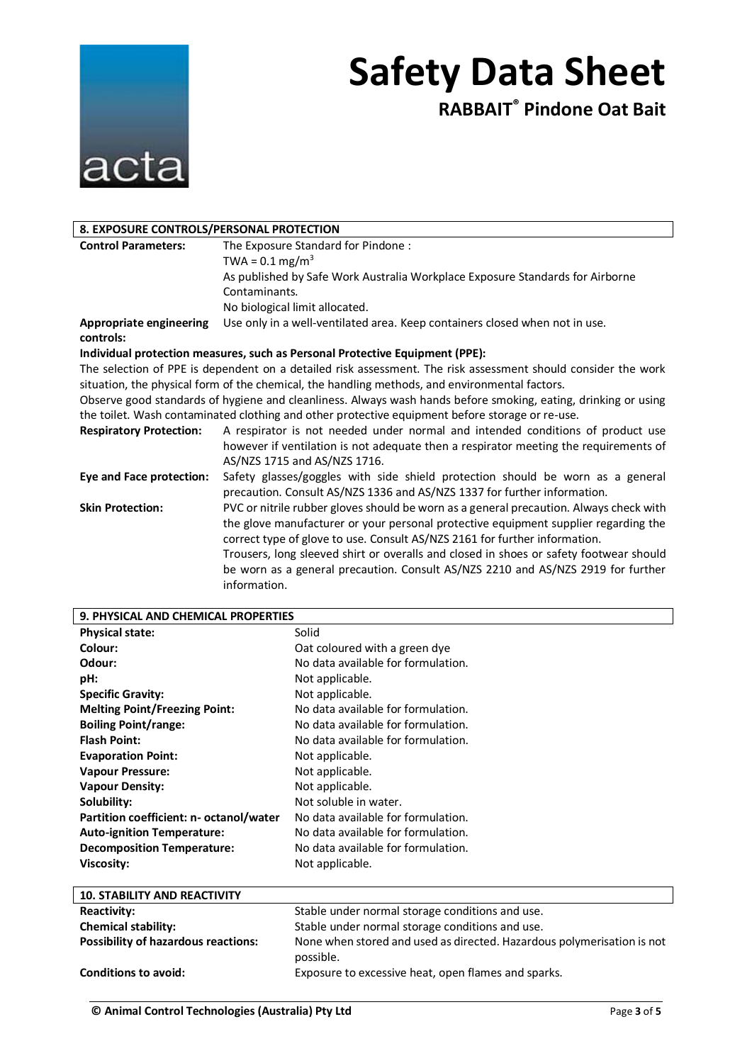# Safety Data Sheet

## RABBAIT® Pindone Oat Bait

### 8. EXPOSURE CONTROLS/PERSONAL PROTECTION

**Control Parameters:** The Exposure Standard for Pindone :
TWA = 0.1 mg/m$^3$
As published by Safe Work Australia Workplace Exposure Standards for Airborne Contaminants.
No biological limit allocated.

**Appropriate engineering controls:** Use only in a well-ventilated area. Keep containers closed when not in use.

**Individual protection measures, such as Personal Protective Equipment (PPE):**

The selection of PPE is dependent on a detailed risk assessment. The risk assessment should consider the work situation, the physical form of the chemical, the handling methods, and environmental factors.

Observe good standards of hygiene and cleanliness. Always wash hands before smoking, eating, drinking or using the toilet. Wash contaminated clothing and other protective equipment before storage or re-use.

**Respiratory Protection:** A respirator is not needed under normal and intended conditions of product use however if ventilation is not adequate then a respirator meeting the requirements of AS/NZS 1715 and AS/NZS 1716.

**Eye and Face protection:** Safety glasses/goggles with side shield protection should be worn as a general precaution. Consult AS/NZS 1336 and AS/NZS 1337 for further information.

**Skin Protection:** PVC or nitrile rubber gloves should be worn as a general precaution. Always check with the glove manufacturer or your personal protective equipment supplier regarding the correct type of glove to use. Consult AS/NZS 2161 for further information.
Trousers, long sleeved shirt or overalls and closed in shoes or safety footwear should be worn as a general precaution. Consult AS/NZS 2210 and AS/NZS 2919 for further information.

### 9. PHYSICAL AND CHEMICAL PROPERTIES

| | |
|---|---|
| **Physical state:** | Solid |
| **Colour:** | Oat coloured with a green dye |
| **Odour:** | No data available for formulation. |
| **pH:** | Not applicable. |
| **Specific Gravity:** | Not applicable. |
| **Melting Point/Freezing Point:** | No data available for formulation. |
| **Boiling Point/range:** | No data available for formulation. |
| **Flash Point:** | No data available for formulation. |
| **Evaporation Point:** | Not applicable. |
| **Vapour Pressure:** | Not applicable. |
| **Vapour Density:** | Not applicable. |
| **Solubility:** | Not soluble in water. |
| **Partition coefficient: n- octanol/water** | No data available for formulation. |
| **Auto-ignition Temperature:** | No data available for formulation. |
| **Decomposition Temperature:** | No data available for formulation. |
| **Viscosity:** | Not applicable. |

### 10. STABILITY AND REACTIVITY

| | |
|---|---|
| **Reactivity:** | Stable under normal storage conditions and use. |
| **Chemical stability:** | Stable under normal storage conditions and use. |
| **Possibility of hazardous reactions:** | None when stored and used as directed. Hazardous polymerisation is not possible. |
| **Conditions to avoid:** | Exposure to excessive heat, open flames and sparks. |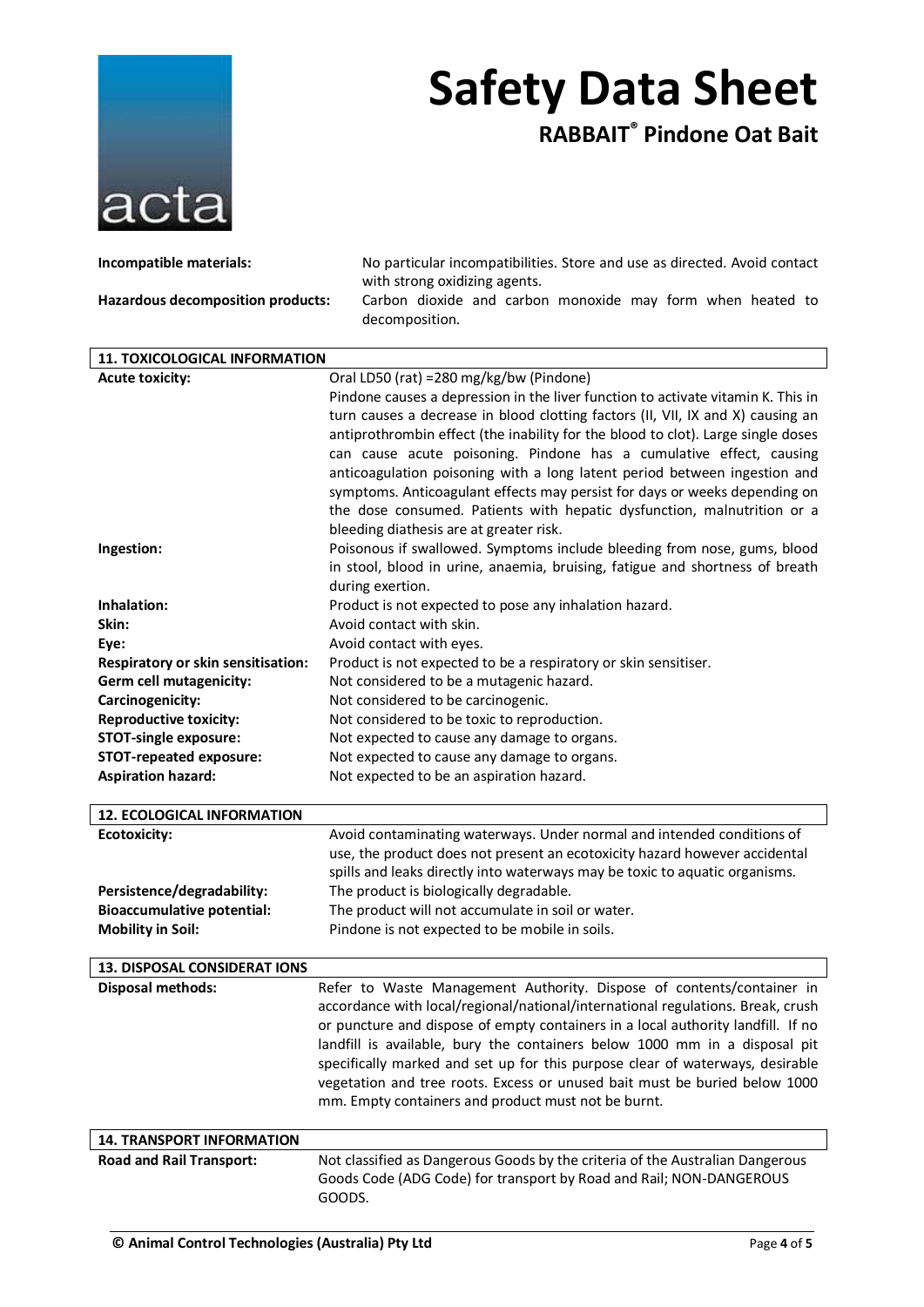| | |
|---|---|
| **Incompatible materials:** | No particular incompatibilities. Store and use as directed. Avoid contact with strong oxidizing agents. |
| **Hazardous decomposition products:** | Carbon dioxide and carbon monoxide may form when heated to decomposition. |

## 11. TOXICOLOGICAL INFORMATION

| | |
|---|---|
| **Acute toxicity:** | Oral LD50 (rat) =280 mg/kg/bw (Pindone)<br>Pindone causes a depression in the liver function to activate vitamin K. This in turn causes a decrease in blood clotting factors (II, VII, IX and X) causing an antiprothrombin effect (the inability for the blood to clot). Large single doses can cause acute poisoning. Pindone has a cumulative effect, causing anticoagulation poisoning with a long latent period between ingestion and symptoms. Anticoagulant effects may persist for days or weeks depending on the dose consumed. Patients with hepatic dysfunction, malnutrition or a bleeding diathesis are at greater risk. |
| **Ingestion:** | Poisonous if swallowed. Symptoms include bleeding from nose, gums, blood in stool, blood in urine, anaemia, bruising, fatigue and shortness of breath during exertion. |
| **Inhalation:** | Product is not expected to pose any inhalation hazard. |
| **Skin:** | Avoid contact with skin. |
| **Eye:** | Avoid contact with eyes. |
| **Respiratory or skin sensitisation:** | Product is not expected to be a respiratory or skin sensitiser. |
| **Germ cell mutagenicity:** | Not considered to be a mutagenic hazard. |
| **Carcinogenicity:** | Not considered to be carcinogenic. |
| **Reproductive toxicity:** | Not considered to be toxic to reproduction. |
| **STOT-single exposure:** | Not expected to cause any damage to organs. |
| **STOT-repeated exposure:** | Not expected to cause any damage to organs. |
| **Aspiration hazard:** | Not expected to be an aspiration hazard. |

## 12. ECOLOGICAL INFORMATION

| | |
|---|---|
| **Ecotoxicity:** | Avoid contaminating waterways. Under normal and intended conditions of use, the product does not present an ecotoxicity hazard however accidental spills and leaks directly into waterways may be toxic to aquatic organisms. |
| **Persistence/degradability:** | The product is biologically degradable. |
| **Bioaccumulative potential:** | The product will not accumulate in soil or water. |
| **Mobility in Soil:** | Pindone is not expected to be mobile in soils. |

## 13. DISPOSAL CONSIDERAT IONS

| | |
|---|---|
| **Disposal methods:** | Refer to Waste Management Authority. Dispose of contents/container in accordance with local/regional/national/international regulations. Break, crush or puncture and dispose of empty containers in a local authority landfill. If no landfill is available, bury the containers below 1000 mm in a disposal pit specifically marked and set up for this purpose clear of waterways, desirable vegetation and tree roots. Excess or unused bait must be buried below 1000 mm. Empty containers and product must not be burnt. |

## 14. TRANSPORT INFORMATION

| | |
|---|---|
| **Road and Rail Transport:** | Not classified as Dangerous Goods by the criteria of the Australian Dangerous Goods Code (ADG Code) for transport by Road and Rail; NON-DANGEROUS GOODS. |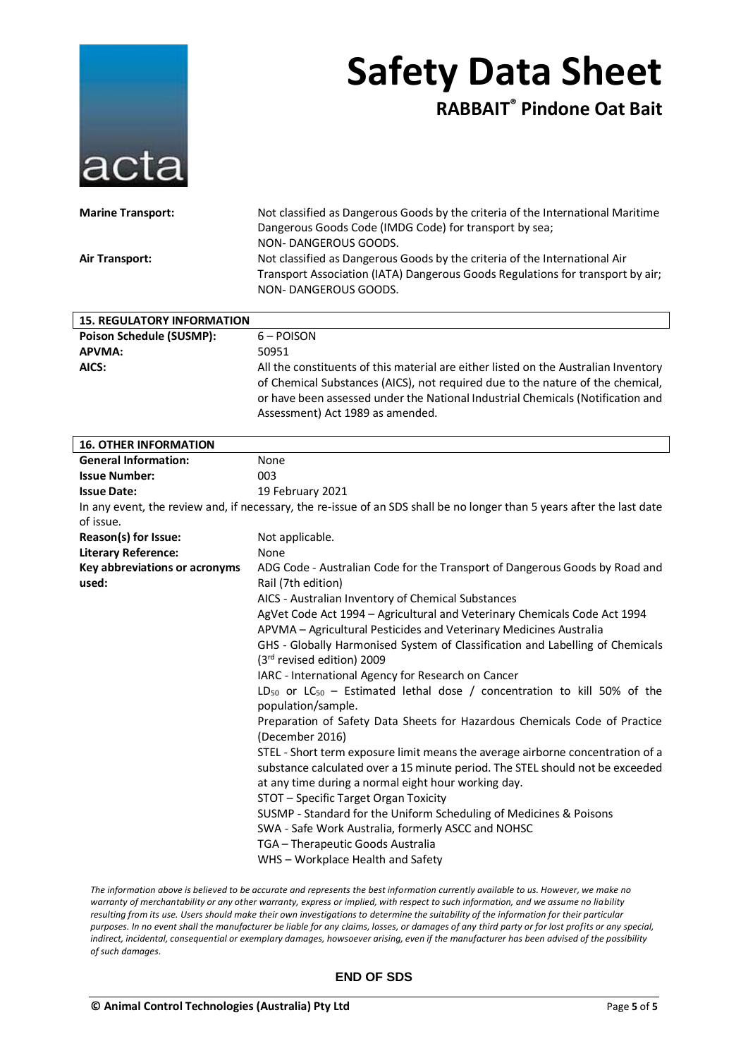**Marine Transport:** Not classified as Dangerous Goods by the criteria of the International Maritime Dangerous Goods Code (IMDG Code) for transport by sea; NON- DANGEROUS GOODS.

**Air Transport:** Not classified as Dangerous Goods by the criteria of the International Air Transport Association (IATA) Dangerous Goods Regulations for transport by air; NON- DANGEROUS GOODS.

## 15. REGULATORY INFORMATION

| | |
|---|---|
| **Poison Schedule (SUSMP):** | 6 – POISON |
| **APVMA:** | 50951 |
| **AICS:** | All the constituents of this material are either listed on the Australian Inventory of Chemical Substances (AICS), not required due to the nature of the chemical, or have been assessed under the National Industrial Chemicals (Notification and Assessment) Act 1989 as amended. |

## 16. OTHER INFORMATION

| | |
|---|---|
| **General Information:** | None |
| **Issue Number:** | 003 |
| **Issue Date:** | 19 February 2021 |

In any event, the review and, if necessary, the re-issue of an SDS shall be no longer than 5 years after the last date of issue.

| | |
|---|---|
| **Reason(s) for Issue:** | Not applicable. |
| **Literary Reference:** | None |

**Key abbreviations or acronyms used:**

ADG Code - Australian Code for the Transport of Dangerous Goods by Road and Rail (7th edition)

AICS - Australian Inventory of Chemical Substances

AgVet Code Act 1994 – Agricultural and Veterinary Chemicals Code Act 1994

APVMA – Agricultural Pesticides and Veterinary Medicines Australia

GHS - Globally Harmonised System of Classification and Labelling of Chemicals (3rd revised edition) 2009

IARC - International Agency for Research on Cancer

$LD_{50}$ or $LC_{50}$ – Estimated lethal dose / concentration to kill 50% of the population/sample.

Preparation of Safety Data Sheets for Hazardous Chemicals Code of Practice (December 2016)

STEL - Short term exposure limit means the average airborne concentration of a substance calculated over a 15 minute period. The STEL should not be exceeded at any time during a normal eight hour working day.

STOT – Specific Target Organ Toxicity

SUSMP - Standard for the Uniform Scheduling of Medicines & Poisons

SWA - Safe Work Australia, formerly ASCC and NOHSC

TGA – Therapeutic Goods Australia

WHS – Workplace Health and Safety

*The information above is believed to be accurate and represents the best information currently available to us. However, we make no warranty of merchantability or any other warranty, express or implied, with respect to such information, and we assume no liability resulting from its use. Users should make their own investigations to determine the suitability of the information for their particular purposes. In no event shall the manufacturer be liable for any claims, losses, or damages of any third party or for lost profits or any special, indirect, incidental, consequential or exemplary damages, howsoever arising, even if the manufacturer has been advised of the possibility of such damages.*

**END OF SDS**